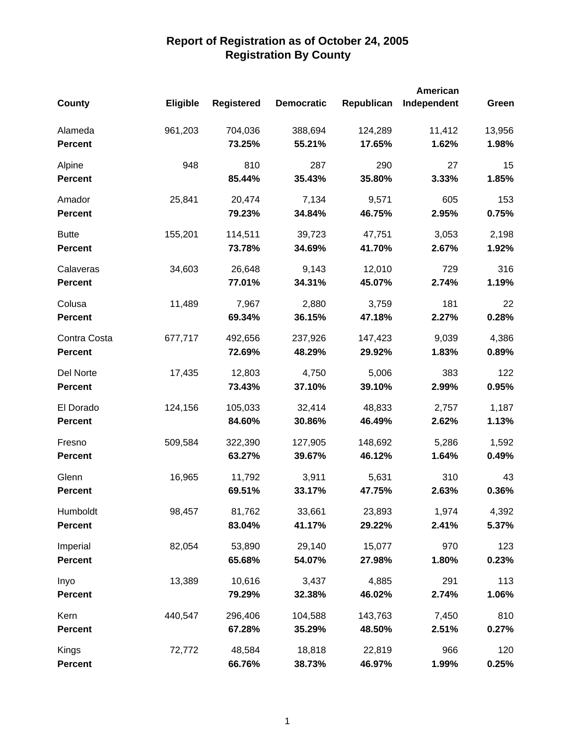# Report of Registration as of October 24, 2005
## Registration By County

| County | Eligible | Registered | Democratic | Republican | American Independent | Green |
|---|---|---|---|---|---|---|
| Alameda | 961,203 | 704,036 | 388,694 | 124,289 | 11,412 | 13,956 |
| **Percent** | | **73.25%** | **55.21%** | **17.65%** | **1.62%** | **1.98%** |
| Alpine | 948 | 810 | 287 | 290 | 27 | 15 |
| **Percent** | | **85.44%** | **35.43%** | **35.80%** | **3.33%** | **1.85%** |
| Amador | 25,841 | 20,474 | 7,134 | 9,571 | 605 | 153 |
| **Percent** | | **79.23%** | **34.84%** | **46.75%** | **2.95%** | **0.75%** |
| Butte | 155,201 | 114,511 | 39,723 | 47,751 | 3,053 | 2,198 |
| **Percent** | | **73.78%** | **34.69%** | **41.70%** | **2.67%** | **1.92%** |
| Calaveras | 34,603 | 26,648 | 9,143 | 12,010 | 729 | 316 |
| **Percent** | | **77.01%** | **34.31%** | **45.07%** | **2.74%** | **1.19%** |
| Colusa | 11,489 | 7,967 | 2,880 | 3,759 | 181 | 22 |
| **Percent** | | **69.34%** | **36.15%** | **47.18%** | **2.27%** | **0.28%** |
| Contra Costa | 677,717 | 492,656 | 237,926 | 147,423 | 9,039 | 4,386 |
| **Percent** | | **72.69%** | **48.29%** | **29.92%** | **1.83%** | **0.89%** |
| Del Norte | 17,435 | 12,803 | 4,750 | 5,006 | 383 | 122 |
| **Percent** | | **73.43%** | **37.10%** | **39.10%** | **2.99%** | **0.95%** |
| El Dorado | 124,156 | 105,033 | 32,414 | 48,833 | 2,757 | 1,187 |
| **Percent** | | **84.60%** | **30.86%** | **46.49%** | **2.62%** | **1.13%** |
| Fresno | 509,584 | 322,390 | 127,905 | 148,692 | 5,286 | 1,592 |
| **Percent** | | **63.27%** | **39.67%** | **46.12%** | **1.64%** | **0.49%** |
| Glenn | 16,965 | 11,792 | 3,911 | 5,631 | 310 | 43 |
| **Percent** | | **69.51%** | **33.17%** | **47.75%** | **2.63%** | **0.36%** |
| Humboldt | 98,457 | 81,762 | 33,661 | 23,893 | 1,974 | 4,392 |
| **Percent** | | **83.04%** | **41.17%** | **29.22%** | **2.41%** | **5.37%** |
| Imperial | 82,054 | 53,890 | 29,140 | 15,077 | 970 | 123 |
| **Percent** | | **65.68%** | **54.07%** | **27.98%** | **1.80%** | **0.23%** |
| Inyo | 13,389 | 10,616 | 3,437 | 4,885 | 291 | 113 |
| **Percent** | | **79.29%** | **32.38%** | **46.02%** | **2.74%** | **1.06%** |
| Kern | 440,547 | 296,406 | 104,588 | 143,763 | 7,450 | 810 |
| **Percent** | | **67.28%** | **35.29%** | **48.50%** | **2.51%** | **0.27%** |
| Kings | 72,772 | 48,584 | 18,818 | 22,819 | 966 | 120 |
| **Percent** | | **66.76%** | **38.73%** | **46.97%** | **1.99%** | **0.25%** |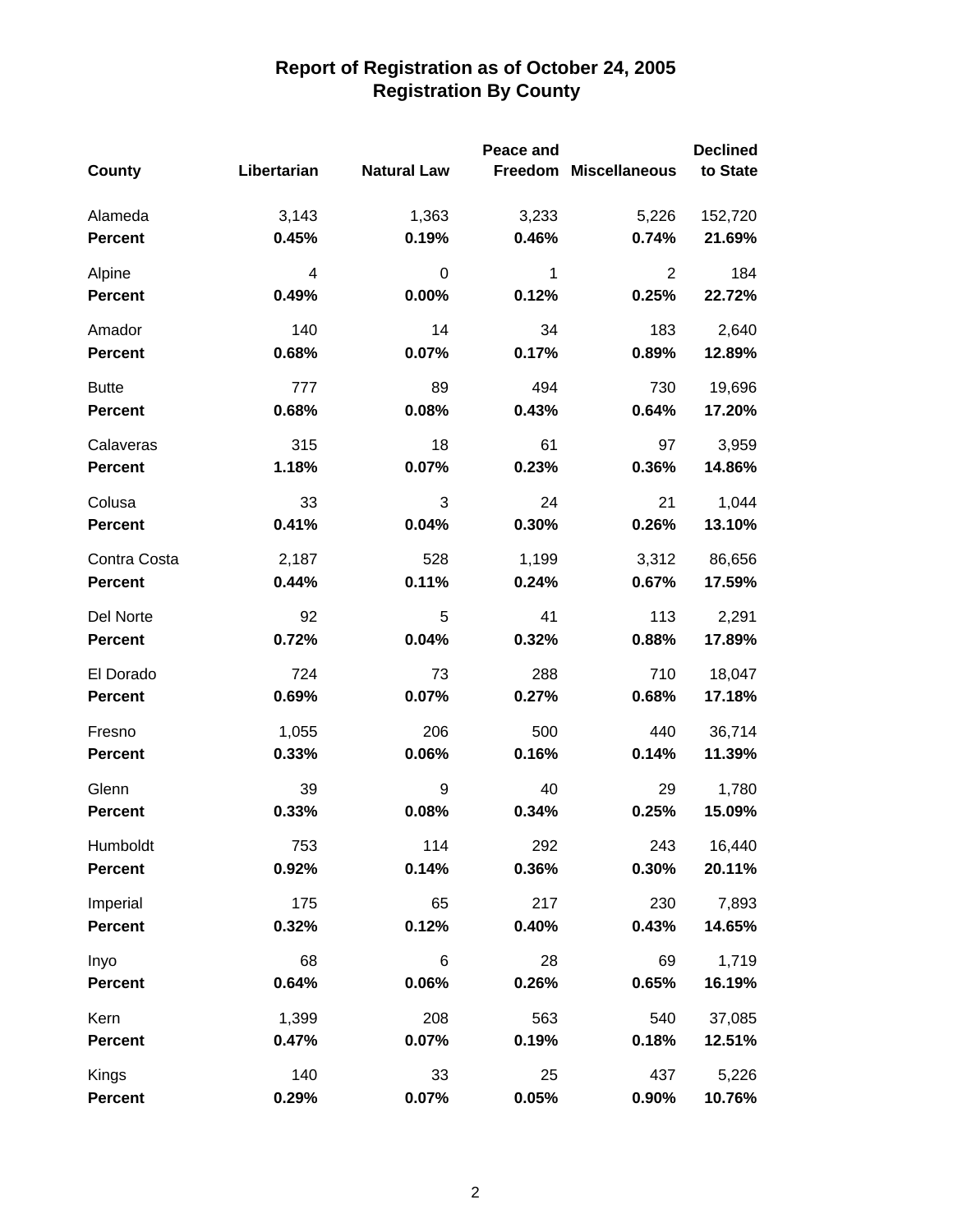# Report of Registration as of October 24, 2005
## Registration By County

| County | Libertarian | Natural Law | Peace and Freedom | Miscellaneous | Declined to State |
|---|---|---|---|---|---|
| Alameda | 3,143 | 1,363 | 3,233 | 5,226 | 152,720 |
| **Percent** | **0.45%** | **0.19%** | **0.46%** | **0.74%** | **21.69%** |
| Alpine | 4 | 0 | 1 | 2 | 184 |
| **Percent** | **0.49%** | **0.00%** | **0.12%** | **0.25%** | **22.72%** |
| Amador | 140 | 14 | 34 | 183 | 2,640 |
| **Percent** | **0.68%** | **0.07%** | **0.17%** | **0.89%** | **12.89%** |
| Butte | 777 | 89 | 494 | 730 | 19,696 |
| **Percent** | **0.68%** | **0.08%** | **0.43%** | **0.64%** | **17.20%** |
| Calaveras | 315 | 18 | 61 | 97 | 3,959 |
| **Percent** | **1.18%** | **0.07%** | **0.23%** | **0.36%** | **14.86%** |
| Colusa | 33 | 3 | 24 | 21 | 1,044 |
| **Percent** | **0.41%** | **0.04%** | **0.30%** | **0.26%** | **13.10%** |
| Contra Costa | 2,187 | 528 | 1,199 | 3,312 | 86,656 |
| **Percent** | **0.44%** | **0.11%** | **0.24%** | **0.67%** | **17.59%** |
| Del Norte | 92 | 5 | 41 | 113 | 2,291 |
| **Percent** | **0.72%** | **0.04%** | **0.32%** | **0.88%** | **17.89%** |
| El Dorado | 724 | 73 | 288 | 710 | 18,047 |
| **Percent** | **0.69%** | **0.07%** | **0.27%** | **0.68%** | **17.18%** |
| Fresno | 1,055 | 206 | 500 | 440 | 36,714 |
| **Percent** | **0.33%** | **0.06%** | **0.16%** | **0.14%** | **11.39%** |
| Glenn | 39 | 9 | 40 | 29 | 1,780 |
| **Percent** | **0.33%** | **0.08%** | **0.34%** | **0.25%** | **15.09%** |
| Humboldt | 753 | 114 | 292 | 243 | 16,440 |
| **Percent** | **0.92%** | **0.14%** | **0.36%** | **0.30%** | **20.11%** |
| Imperial | 175 | 65 | 217 | 230 | 7,893 |
| **Percent** | **0.32%** | **0.12%** | **0.40%** | **0.43%** | **14.65%** |
| Inyo | 68 | 6 | 28 | 69 | 1,719 |
| **Percent** | **0.64%** | **0.06%** | **0.26%** | **0.65%** | **16.19%** |
| Kern | 1,399 | 208 | 563 | 540 | 37,085 |
| **Percent** | **0.47%** | **0.07%** | **0.19%** | **0.18%** | **12.51%** |
| Kings | 140 | 33 | 25 | 437 | 5,226 |
| **Percent** | **0.29%** | **0.07%** | **0.05%** | **0.90%** | **10.76%** |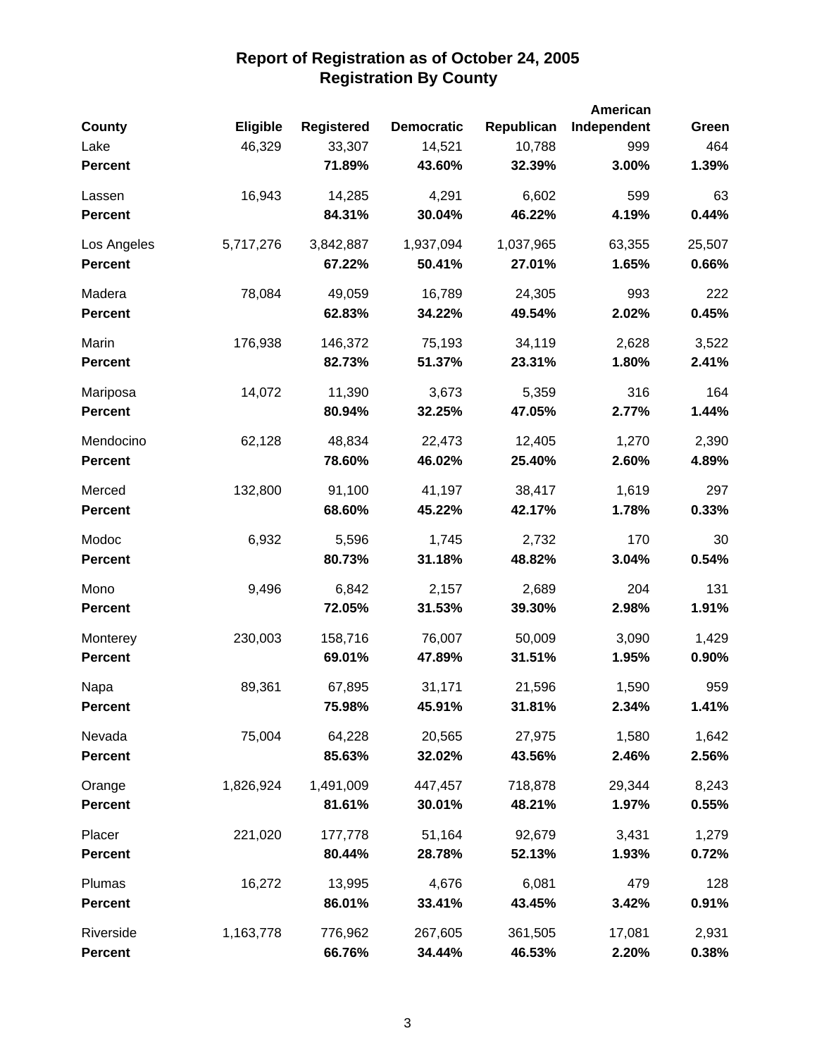# Report of Registration as of October 24, 2005
## Registration By County

| County | Eligible | Registered | Democratic | Republican | American Independent | Green |
|---|---|---|---|---|---|---|
| Lake | 46,329 | 33,307 | 14,521 | 10,788 | 999 | 464 |
| **Percent** | | **71.89%** | **43.60%** | **32.39%** | **3.00%** | **1.39%** |
| Lassen | 16,943 | 14,285 | 4,291 | 6,602 | 599 | 63 |
| **Percent** | | **84.31%** | **30.04%** | **46.22%** | **4.19%** | **0.44%** |
| Los Angeles | 5,717,276 | 3,842,887 | 1,937,094 | 1,037,965 | 63,355 | 25,507 |
| **Percent** | | **67.22%** | **50.41%** | **27.01%** | **1.65%** | **0.66%** |
| Madera | 78,084 | 49,059 | 16,789 | 24,305 | 993 | 222 |
| **Percent** | | **62.83%** | **34.22%** | **49.54%** | **2.02%** | **0.45%** |
| Marin | 176,938 | 146,372 | 75,193 | 34,119 | 2,628 | 3,522 |
| **Percent** | | **82.73%** | **51.37%** | **23.31%** | **1.80%** | **2.41%** |
| Mariposa | 14,072 | 11,390 | 3,673 | 5,359 | 316 | 164 |
| **Percent** | | **80.94%** | **32.25%** | **47.05%** | **2.77%** | **1.44%** |
| Mendocino | 62,128 | 48,834 | 22,473 | 12,405 | 1,270 | 2,390 |
| **Percent** | | **78.60%** | **46.02%** | **25.40%** | **2.60%** | **4.89%** |
| Merced | 132,800 | 91,100 | 41,197 | 38,417 | 1,619 | 297 |
| **Percent** | | **68.60%** | **45.22%** | **42.17%** | **1.78%** | **0.33%** |
| Modoc | 6,932 | 5,596 | 1,745 | 2,732 | 170 | 30 |
| **Percent** | | **80.73%** | **31.18%** | **48.82%** | **3.04%** | **0.54%** |
| Mono | 9,496 | 6,842 | 2,157 | 2,689 | 204 | 131 |
| **Percent** | | **72.05%** | **31.53%** | **39.30%** | **2.98%** | **1.91%** |
| Monterey | 230,003 | 158,716 | 76,007 | 50,009 | 3,090 | 1,429 |
| **Percent** | | **69.01%** | **47.89%** | **31.51%** | **1.95%** | **0.90%** |
| Napa | 89,361 | 67,895 | 31,171 | 21,596 | 1,590 | 959 |
| **Percent** | | **75.98%** | **45.91%** | **31.81%** | **2.34%** | **1.41%** |
| Nevada | 75,004 | 64,228 | 20,565 | 27,975 | 1,580 | 1,642 |
| **Percent** | | **85.63%** | **32.02%** | **43.56%** | **2.46%** | **2.56%** |
| Orange | 1,826,924 | 1,491,009 | 447,457 | 718,878 | 29,344 | 8,243 |
| **Percent** | | **81.61%** | **30.01%** | **48.21%** | **1.97%** | **0.55%** |
| Placer | 221,020 | 177,778 | 51,164 | 92,679 | 3,431 | 1,279 |
| **Percent** | | **80.44%** | **28.78%** | **52.13%** | **1.93%** | **0.72%** |
| Plumas | 16,272 | 13,995 | 4,676 | 6,081 | 479 | 128 |
| **Percent** | | **86.01%** | **33.41%** | **43.45%** | **3.42%** | **0.91%** |
| Riverside | 1,163,778 | 776,962 | 267,605 | 361,505 | 17,081 | 2,931 |
| **Percent** | | **66.76%** | **34.44%** | **46.53%** | **2.20%** | **0.38%** |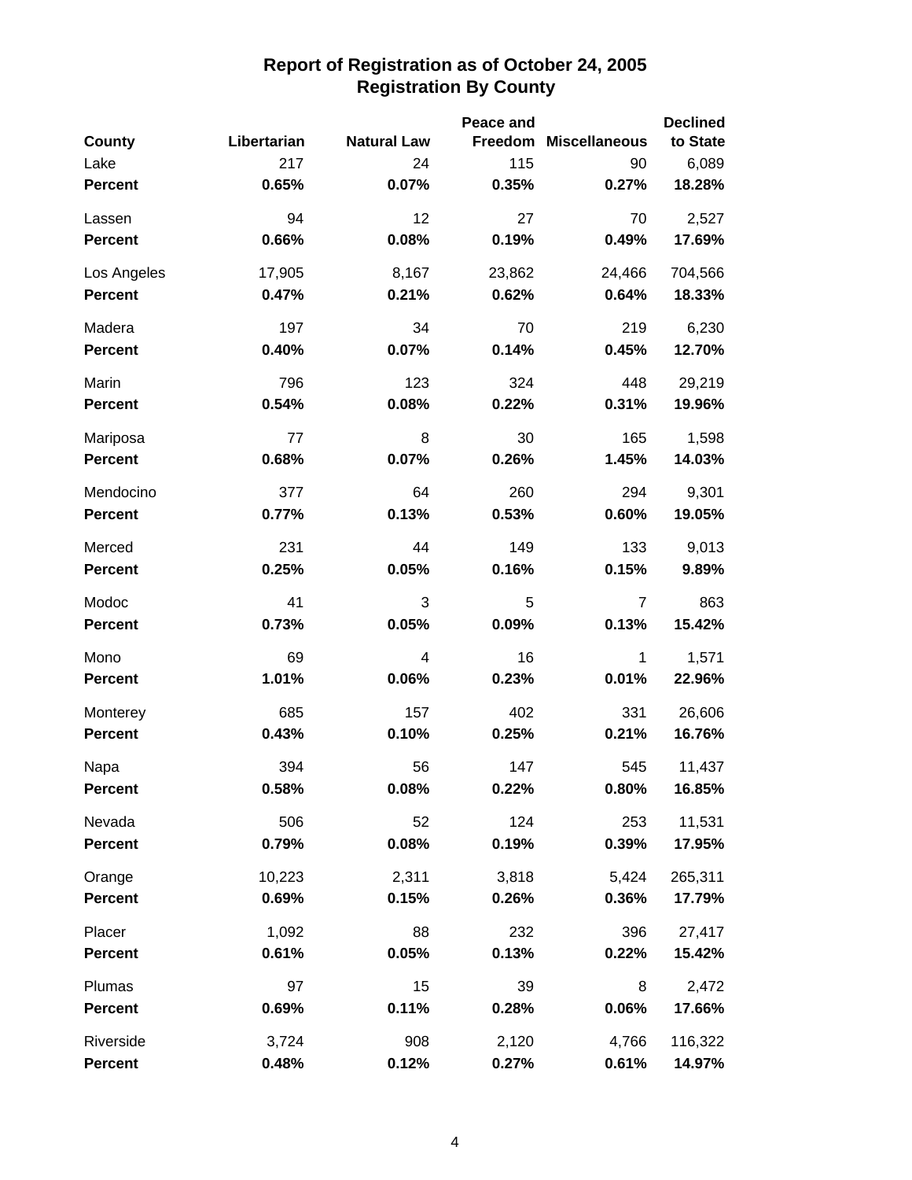# Report of Registration as of October 24, 2005
## Registration By County

| County | Libertarian | Natural Law | Peace and Freedom | Miscellaneous | Declined to State |
|---|---|---|---|---|---|
| Lake | 217 | 24 | 115 | 90 | 6,089 |
| **Percent** | **0.65%** | **0.07%** | **0.35%** | **0.27%** | **18.28%** |
| Lassen | 94 | 12 | 27 | 70 | 2,527 |
| **Percent** | **0.66%** | **0.08%** | **0.19%** | **0.49%** | **17.69%** |
| Los Angeles | 17,905 | 8,167 | 23,862 | 24,466 | 704,566 |
| **Percent** | **0.47%** | **0.21%** | **0.62%** | **0.64%** | **18.33%** |
| Madera | 197 | 34 | 70 | 219 | 6,230 |
| **Percent** | **0.40%** | **0.07%** | **0.14%** | **0.45%** | **12.70%** |
| Marin | 796 | 123 | 324 | 448 | 29,219 |
| **Percent** | **0.54%** | **0.08%** | **0.22%** | **0.31%** | **19.96%** |
| Mariposa | 77 | 8 | 30 | 165 | 1,598 |
| **Percent** | **0.68%** | **0.07%** | **0.26%** | **1.45%** | **14.03%** |
| Mendocino | 377 | 64 | 260 | 294 | 9,301 |
| **Percent** | **0.77%** | **0.13%** | **0.53%** | **0.60%** | **19.05%** |
| Merced | 231 | 44 | 149 | 133 | 9,013 |
| **Percent** | **0.25%** | **0.05%** | **0.16%** | **0.15%** | **9.89%** |
| Modoc | 41 | 3 | 5 | 7 | 863 |
| **Percent** | **0.73%** | **0.05%** | **0.09%** | **0.13%** | **15.42%** |
| Mono | 69 | 4 | 16 | 1 | 1,571 |
| **Percent** | **1.01%** | **0.06%** | **0.23%** | **0.01%** | **22.96%** |
| Monterey | 685 | 157 | 402 | 331 | 26,606 |
| **Percent** | **0.43%** | **0.10%** | **0.25%** | **0.21%** | **16.76%** |
| Napa | 394 | 56 | 147 | 545 | 11,437 |
| **Percent** | **0.58%** | **0.08%** | **0.22%** | **0.80%** | **16.85%** |
| Nevada | 506 | 52 | 124 | 253 | 11,531 |
| **Percent** | **0.79%** | **0.08%** | **0.19%** | **0.39%** | **17.95%** |
| Orange | 10,223 | 2,311 | 3,818 | 5,424 | 265,311 |
| **Percent** | **0.69%** | **0.15%** | **0.26%** | **0.36%** | **17.79%** |
| Placer | 1,092 | 88 | 232 | 396 | 27,417 |
| **Percent** | **0.61%** | **0.05%** | **0.13%** | **0.22%** | **15.42%** |
| Plumas | 97 | 15 | 39 | 8 | 2,472 |
| **Percent** | **0.69%** | **0.11%** | **0.28%** | **0.06%** | **17.66%** |
| Riverside | 3,724 | 908 | 2,120 | 4,766 | 116,322 |
| **Percent** | **0.48%** | **0.12%** | **0.27%** | **0.61%** | **14.97%** |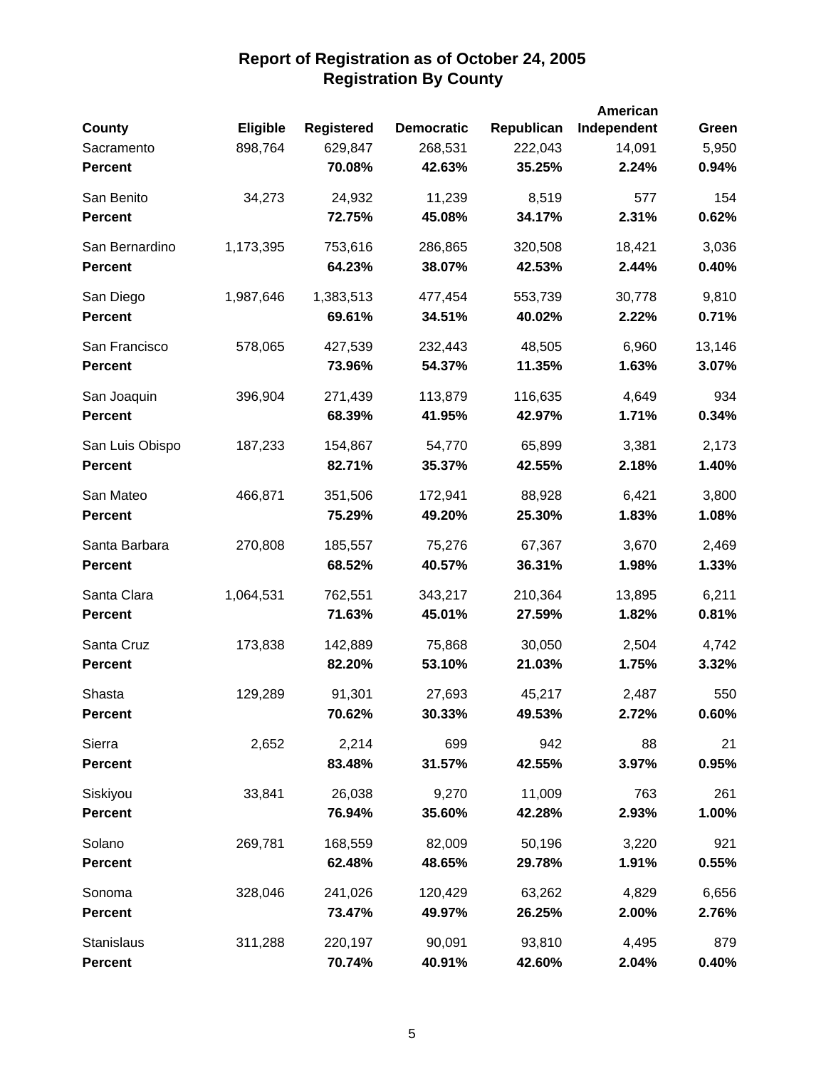# Report of Registration as of October 24, 2005
## Registration By County

| County | Eligible | Registered | Democratic | Republican | American Independent | Green |
|---|---|---|---|---|---|---|
| Sacramento | 898,764 | 629,847 | 268,531 | 222,043 | 14,091 | 5,950 |
| **Percent** | | **70.08%** | **42.63%** | **35.25%** | **2.24%** | **0.94%** |
| San Benito | 34,273 | 24,932 | 11,239 | 8,519 | 577 | 154 |
| **Percent** | | **72.75%** | **45.08%** | **34.17%** | **2.31%** | **0.62%** |
| San Bernardino | 1,173,395 | 753,616 | 286,865 | 320,508 | 18,421 | 3,036 |
| **Percent** | | **64.23%** | **38.07%** | **42.53%** | **2.44%** | **0.40%** |
| San Diego | 1,987,646 | 1,383,513 | 477,454 | 553,739 | 30,778 | 9,810 |
| **Percent** | | **69.61%** | **34.51%** | **40.02%** | **2.22%** | **0.71%** |
| San Francisco | 578,065 | 427,539 | 232,443 | 48,505 | 6,960 | 13,146 |
| **Percent** | | **73.96%** | **54.37%** | **11.35%** | **1.63%** | **3.07%** |
| San Joaquin | 396,904 | 271,439 | 113,879 | 116,635 | 4,649 | 934 |
| **Percent** | | **68.39%** | **41.95%** | **42.97%** | **1.71%** | **0.34%** |
| San Luis Obispo | 187,233 | 154,867 | 54,770 | 65,899 | 3,381 | 2,173 |
| **Percent** | | **82.71%** | **35.37%** | **42.55%** | **2.18%** | **1.40%** |
| San Mateo | 466,871 | 351,506 | 172,941 | 88,928 | 6,421 | 3,800 |
| **Percent** | | **75.29%** | **49.20%** | **25.30%** | **1.83%** | **1.08%** |
| Santa Barbara | 270,808 | 185,557 | 75,276 | 67,367 | 3,670 | 2,469 |
| **Percent** | | **68.52%** | **40.57%** | **36.31%** | **1.98%** | **1.33%** |
| Santa Clara | 1,064,531 | 762,551 | 343,217 | 210,364 | 13,895 | 6,211 |
| **Percent** | | **71.63%** | **45.01%** | **27.59%** | **1.82%** | **0.81%** |
| Santa Cruz | 173,838 | 142,889 | 75,868 | 30,050 | 2,504 | 4,742 |
| **Percent** | | **82.20%** | **53.10%** | **21.03%** | **1.75%** | **3.32%** |
| Shasta | 129,289 | 91,301 | 27,693 | 45,217 | 2,487 | 550 |
| **Percent** | | **70.62%** | **30.33%** | **49.53%** | **2.72%** | **0.60%** |
| Sierra | 2,652 | 2,214 | 699 | 942 | 88 | 21 |
| **Percent** | | **83.48%** | **31.57%** | **42.55%** | **3.97%** | **0.95%** |
| Siskiyou | 33,841 | 26,038 | 9,270 | 11,009 | 763 | 261 |
| **Percent** | | **76.94%** | **35.60%** | **42.28%** | **2.93%** | **1.00%** |
| Solano | 269,781 | 168,559 | 82,009 | 50,196 | 3,220 | 921 |
| **Percent** | | **62.48%** | **48.65%** | **29.78%** | **1.91%** | **0.55%** |
| Sonoma | 328,046 | 241,026 | 120,429 | 63,262 | 4,829 | 6,656 |
| **Percent** | | **73.47%** | **49.97%** | **26.25%** | **2.00%** | **2.76%** |
| Stanislaus | 311,288 | 220,197 | 90,091 | 93,810 | 4,495 | 879 |
| **Percent** | | **70.74%** | **40.91%** | **42.60%** | **2.04%** | **0.40%** |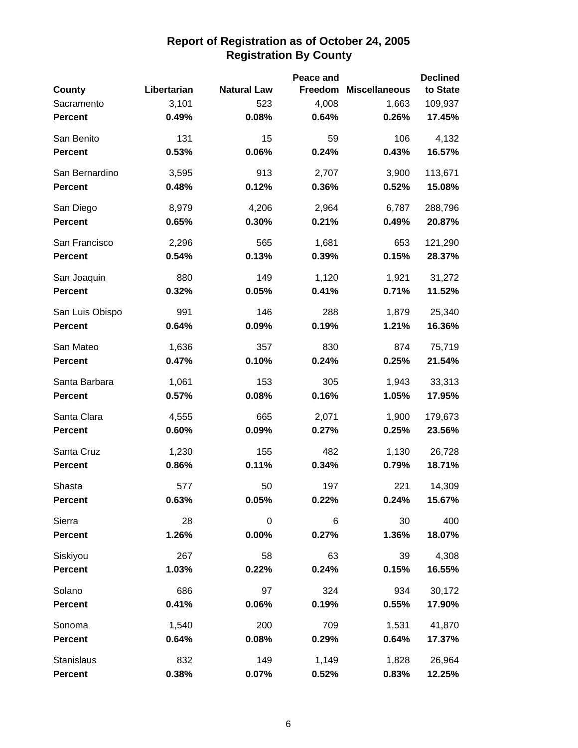## Report of Registration as of October 24, 2005
## Registration By County

| County | Libertarian | Natural Law | Peace and Freedom | Miscellaneous | Declined to State |
|---|---|---|---|---|---|
| Sacramento | 3,101 | 523 | 4,008 | 1,663 | 109,937 |
| **Percent** | **0.49%** | **0.08%** | **0.64%** | **0.26%** | **17.45%** |
| San Benito | 131 | 15 | 59 | 106 | 4,132 |
| **Percent** | **0.53%** | **0.06%** | **0.24%** | **0.43%** | **16.57%** |
| San Bernardino | 3,595 | 913 | 2,707 | 3,900 | 113,671 |
| **Percent** | **0.48%** | **0.12%** | **0.36%** | **0.52%** | **15.08%** |
| San Diego | 8,979 | 4,206 | 2,964 | 6,787 | 288,796 |
| **Percent** | **0.65%** | **0.30%** | **0.21%** | **0.49%** | **20.87%** |
| San Francisco | 2,296 | 565 | 1,681 | 653 | 121,290 |
| **Percent** | **0.54%** | **0.13%** | **0.39%** | **0.15%** | **28.37%** |
| San Joaquin | 880 | 149 | 1,120 | 1,921 | 31,272 |
| **Percent** | **0.32%** | **0.05%** | **0.41%** | **0.71%** | **11.52%** |
| San Luis Obispo | 991 | 146 | 288 | 1,879 | 25,340 |
| **Percent** | **0.64%** | **0.09%** | **0.19%** | **1.21%** | **16.36%** |
| San Mateo | 1,636 | 357 | 830 | 874 | 75,719 |
| **Percent** | **0.47%** | **0.10%** | **0.24%** | **0.25%** | **21.54%** |
| Santa Barbara | 1,061 | 153 | 305 | 1,943 | 33,313 |
| **Percent** | **0.57%** | **0.08%** | **0.16%** | **1.05%** | **17.95%** |
| Santa Clara | 4,555 | 665 | 2,071 | 1,900 | 179,673 |
| **Percent** | **0.60%** | **0.09%** | **0.27%** | **0.25%** | **23.56%** |
| Santa Cruz | 1,230 | 155 | 482 | 1,130 | 26,728 |
| **Percent** | **0.86%** | **0.11%** | **0.34%** | **0.79%** | **18.71%** |
| Shasta | 577 | 50 | 197 | 221 | 14,309 |
| **Percent** | **0.63%** | **0.05%** | **0.22%** | **0.24%** | **15.67%** |
| Sierra | 28 | 0 | 6 | 30 | 400 |
| **Percent** | **1.26%** | **0.00%** | **0.27%** | **1.36%** | **18.07%** |
| Siskiyou | 267 | 58 | 63 | 39 | 4,308 |
| **Percent** | **1.03%** | **0.22%** | **0.24%** | **0.15%** | **16.55%** |
| Solano | 686 | 97 | 324 | 934 | 30,172 |
| **Percent** | **0.41%** | **0.06%** | **0.19%** | **0.55%** | **17.90%** |
| Sonoma | 1,540 | 200 | 709 | 1,531 | 41,870 |
| **Percent** | **0.64%** | **0.08%** | **0.29%** | **0.64%** | **17.37%** |
| Stanislaus | 832 | 149 | 1,149 | 1,828 | 26,964 |
| **Percent** | **0.38%** | **0.07%** | **0.52%** | **0.83%** | **12.25%** |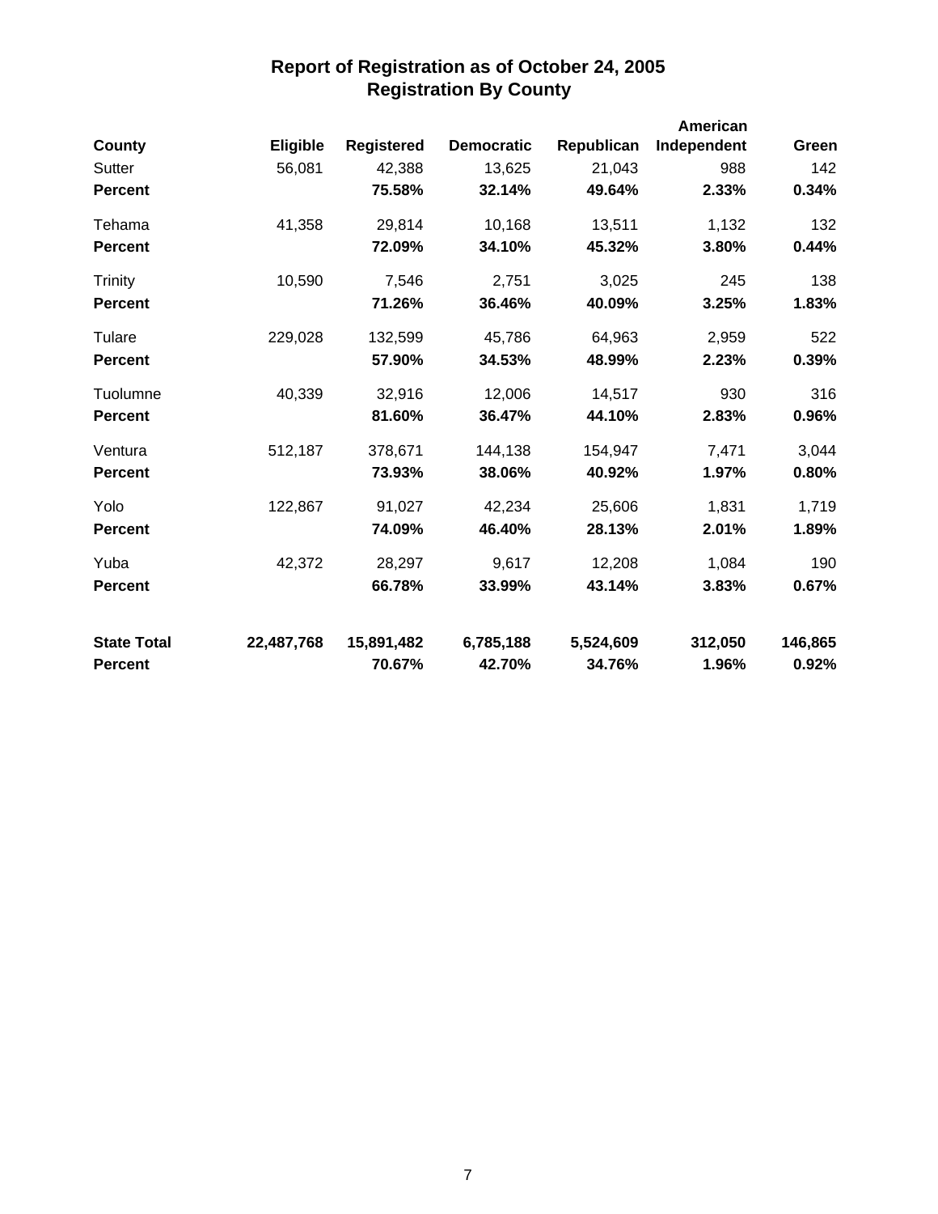# Report of Registration as of October 24, 2005
## Registration By County

| County | Eligible | Registered | Democratic | Republican | American Independent | Green |
|---|---|---|---|---|---|---|
| Sutter | 56,081 | 42,388 | 13,625 | 21,043 | 988 | 142 |
| **Percent** | | **75.58%** | **32.14%** | **49.64%** | **2.33%** | **0.34%** |
| Tehama | 41,358 | 29,814 | 10,168 | 13,511 | 1,132 | 132 |
| **Percent** | | **72.09%** | **34.10%** | **45.32%** | **3.80%** | **0.44%** |
| Trinity | 10,590 | 7,546 | 2,751 | 3,025 | 245 | 138 |
| **Percent** | | **71.26%** | **36.46%** | **40.09%** | **3.25%** | **1.83%** |
| Tulare | 229,028 | 132,599 | 45,786 | 64,963 | 2,959 | 522 |
| **Percent** | | **57.90%** | **34.53%** | **48.99%** | **2.23%** | **0.39%** |
| Tuolumne | 40,339 | 32,916 | 12,006 | 14,517 | 930 | 316 |
| **Percent** | | **81.60%** | **36.47%** | **44.10%** | **2.83%** | **0.96%** |
| Ventura | 512,187 | 378,671 | 144,138 | 154,947 | 7,471 | 3,044 |
| **Percent** | | **73.93%** | **38.06%** | **40.92%** | **1.97%** | **0.80%** |
| Yolo | 122,867 | 91,027 | 42,234 | 25,606 | 1,831 | 1,719 |
| **Percent** | | **74.09%** | **46.40%** | **28.13%** | **2.01%** | **1.89%** |
| Yuba | 42,372 | 28,297 | 9,617 | 12,208 | 1,084 | 190 |
| **Percent** | | **66.78%** | **33.99%** | **43.14%** | **3.83%** | **0.67%** |
| **State Total** | **22,487,768** | **15,891,482** | **6,785,188** | **5,524,609** | **312,050** | **146,865** |
| **Percent** | | **70.67%** | **42.70%** | **34.76%** | **1.96%** | **0.92%** |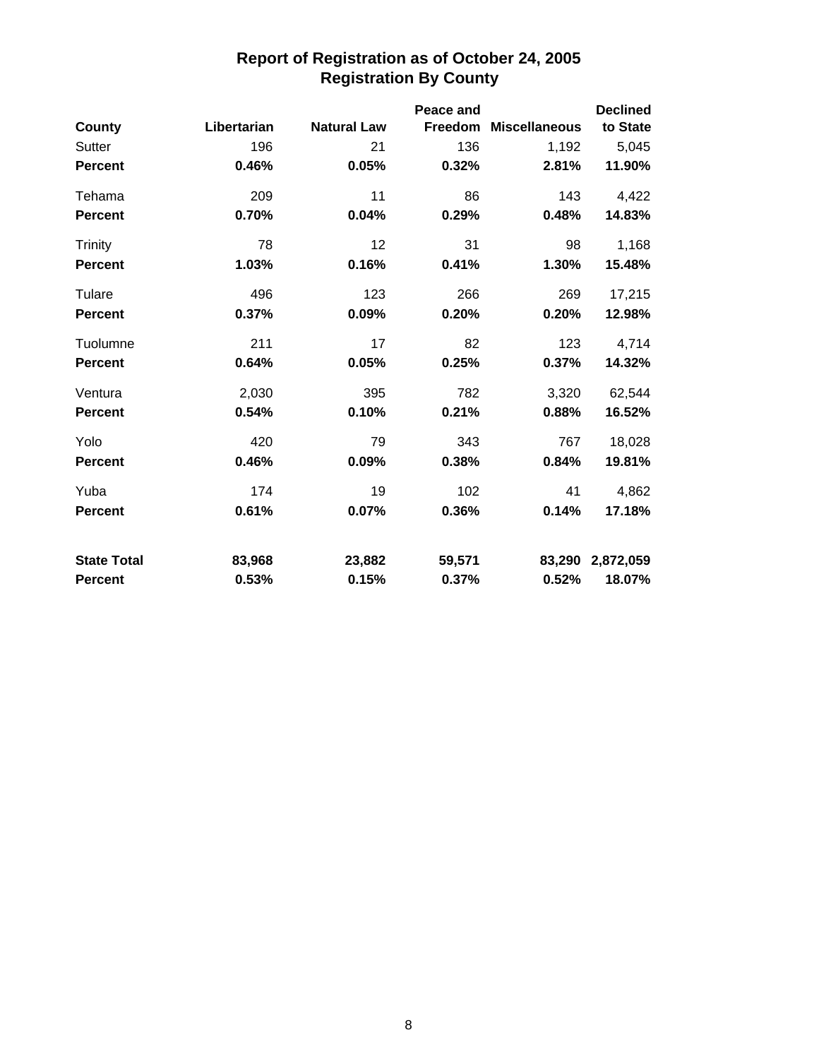# Report of Registration as of October 24, 2005
## Registration By County

| County | Libertarian | Natural Law | Peace and Freedom | Miscellaneous | Declined to State |
|---|---|---|---|---|---|
| Sutter | 196 | 21 | 136 | 1,192 | 5,045 |
| **Percent** | **0.46%** | **0.05%** | **0.32%** | **2.81%** | **11.90%** |
| Tehama | 209 | 11 | 86 | 143 | 4,422 |
| **Percent** | **0.70%** | **0.04%** | **0.29%** | **0.48%** | **14.83%** |
| Trinity | 78 | 12 | 31 | 98 | 1,168 |
| **Percent** | **1.03%** | **0.16%** | **0.41%** | **1.30%** | **15.48%** |
| Tulare | 496 | 123 | 266 | 269 | 17,215 |
| **Percent** | **0.37%** | **0.09%** | **0.20%** | **0.20%** | **12.98%** |
| Tuolumne | 211 | 17 | 82 | 123 | 4,714 |
| **Percent** | **0.64%** | **0.05%** | **0.25%** | **0.37%** | **14.32%** |
| Ventura | 2,030 | 395 | 782 | 3,320 | 62,544 |
| **Percent** | **0.54%** | **0.10%** | **0.21%** | **0.88%** | **16.52%** |
| Yolo | 420 | 79 | 343 | 767 | 18,028 |
| **Percent** | **0.46%** | **0.09%** | **0.38%** | **0.84%** | **19.81%** |
| Yuba | 174 | 19 | 102 | 41 | 4,862 |
| **Percent** | **0.61%** | **0.07%** | **0.36%** | **0.14%** | **17.18%** |
| **State Total** | **83,968** | **23,882** | **59,571** | **83,290** | **2,872,059** |
| **Percent** | **0.53%** | **0.15%** | **0.37%** | **0.52%** | **18.07%** |